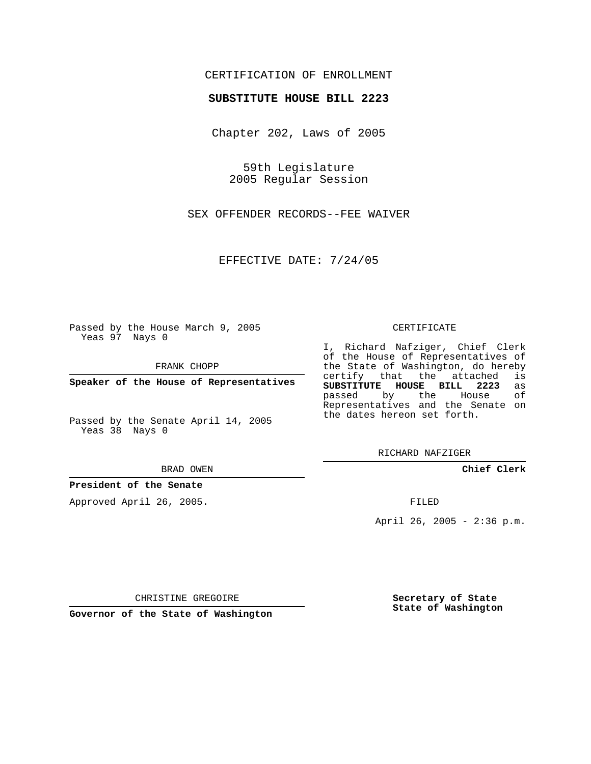CERTIFICATION OF ENROLLMENT

**SUBSTITUTE HOUSE BILL 2223**

Chapter 202, Laws of 2005

59th Legislature
2005 Regular Session

SEX OFFENDER RECORDS--FEE WAIVER

EFFECTIVE DATE: 7/24/05

Passed by the House March 9, 2005
Yeas 97 Nays 0

FRANK CHOPP

**Speaker of the House of Representatives**

Passed by the Senate April 14, 2005
Yeas 38 Nays 0

BRAD OWEN

**President of the Senate**

Approved April 26, 2005.

CHRISTINE GREGOIRE

**Governor of the State of Washington**

CERTIFICATE

I, Richard Nafziger, Chief Clerk of the House of Representatives of the State of Washington, do hereby certify that the attached is **SUBSTITUTE HOUSE BILL 2223** as passed by the House of Representatives and the Senate on the dates hereon set forth.

RICHARD NAFZIGER

**Chief Clerk**

FILED

April 26, 2005 - 2:36 p.m.

**Secretary of State**
**State of Washington**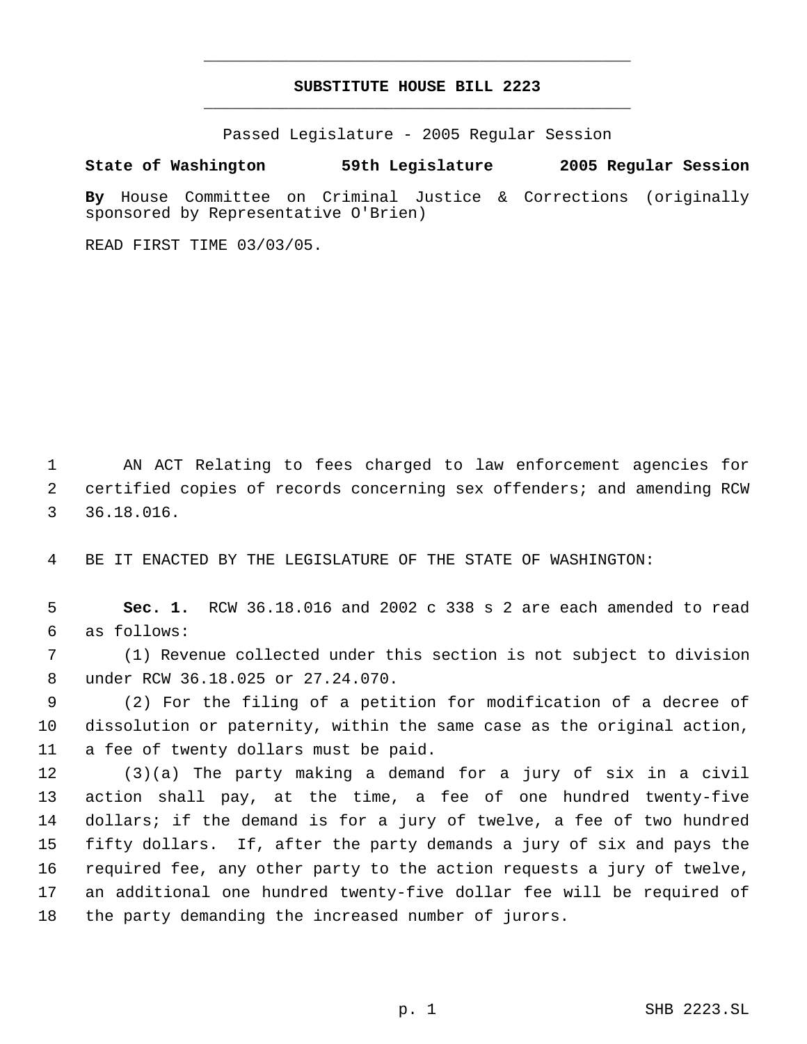# SUBSTITUTE HOUSE BILL 2223

Passed Legislature - 2005 Regular Session

**State of Washington 59th Legislature 2005 Regular Session**

**By** House Committee on Criminal Justice & Corrections (originally sponsored by Representative O'Brien)

READ FIRST TIME 03/03/05.

AN ACT Relating to fees charged to law enforcement agencies for certified copies of records concerning sex offenders; and amending RCW 36.18.016.

BE IT ENACTED BY THE LEGISLATURE OF THE STATE OF WASHINGTON:

**Sec. 1.** RCW 36.18.016 and 2002 c 338 s 2 are each amended to read as follows:

(1) Revenue collected under this section is not subject to division under RCW 36.18.025 or 27.24.070.

(2) For the filing of a petition for modification of a decree of dissolution or paternity, within the same case as the original action, a fee of twenty dollars must be paid.

(3)(a) The party making a demand for a jury of six in a civil action shall pay, at the time, a fee of one hundred twenty-five dollars; if the demand is for a jury of twelve, a fee of two hundred fifty dollars. If, after the party demands a jury of six and pays the required fee, any other party to the action requests a jury of twelve, an additional one hundred twenty-five dollar fee will be required of the party demanding the increased number of jurors.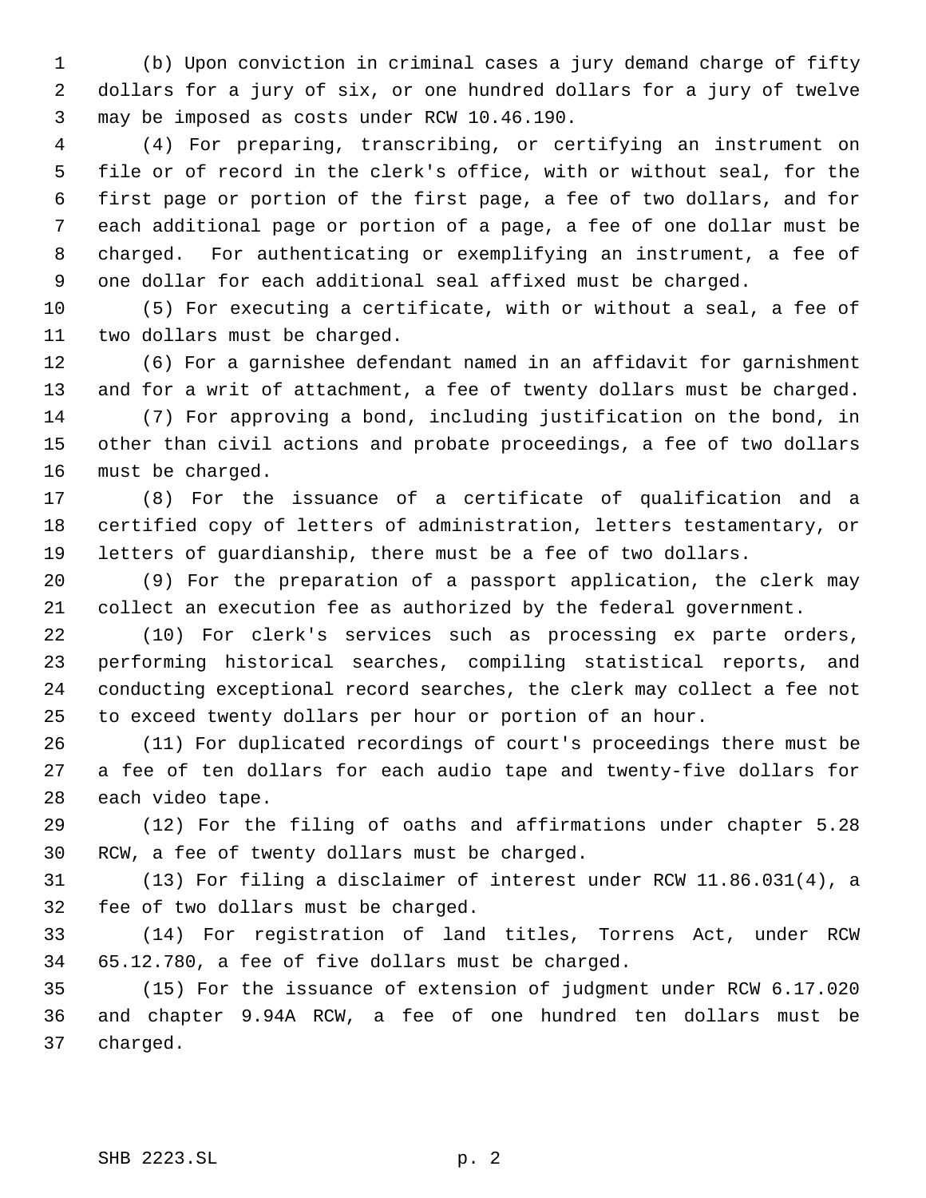(b) Upon conviction in criminal cases a jury demand charge of fifty dollars for a jury of six, or one hundred dollars for a jury of twelve may be imposed as costs under RCW 10.46.190.

(4) For preparing, transcribing, or certifying an instrument on file or of record in the clerk's office, with or without seal, for the first page or portion of the first page, a fee of two dollars, and for each additional page or portion of a page, a fee of one dollar must be charged. For authenticating or exemplifying an instrument, a fee of one dollar for each additional seal affixed must be charged.

(5) For executing a certificate, with or without a seal, a fee of two dollars must be charged.

(6) For a garnishee defendant named in an affidavit for garnishment and for a writ of attachment, a fee of twenty dollars must be charged.

(7) For approving a bond, including justification on the bond, in other than civil actions and probate proceedings, a fee of two dollars must be charged.

(8) For the issuance of a certificate of qualification and a certified copy of letters of administration, letters testamentary, or letters of guardianship, there must be a fee of two dollars.

(9) For the preparation of a passport application, the clerk may collect an execution fee as authorized by the federal government.

(10) For clerk's services such as processing ex parte orders, performing historical searches, compiling statistical reports, and conducting exceptional record searches, the clerk may collect a fee not to exceed twenty dollars per hour or portion of an hour.

(11) For duplicated recordings of court's proceedings there must be a fee of ten dollars for each audio tape and twenty-five dollars for each video tape.

(12) For the filing of oaths and affirmations under chapter 5.28 RCW, a fee of twenty dollars must be charged.

(13) For filing a disclaimer of interest under RCW 11.86.031(4), a fee of two dollars must be charged.

(14) For registration of land titles, Torrens Act, under RCW 65.12.780, a fee of five dollars must be charged.

(15) For the issuance of extension of judgment under RCW 6.17.020 and chapter 9.94A RCW, a fee of one hundred ten dollars must be charged.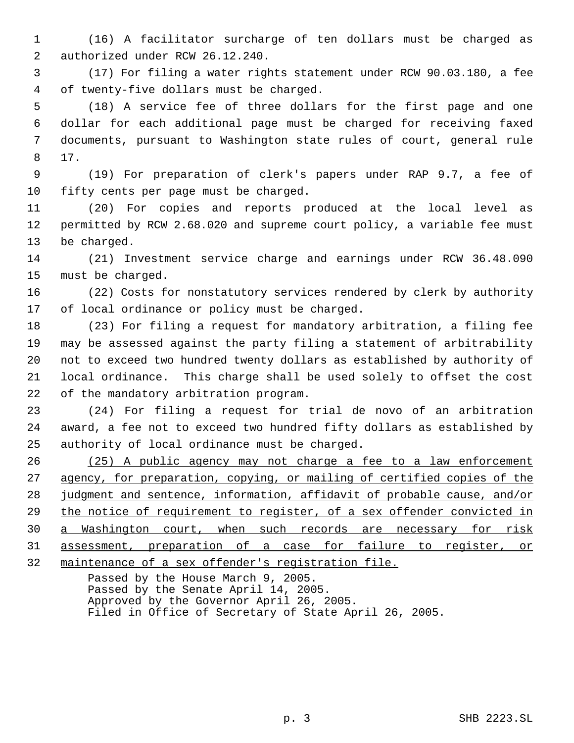(16) A facilitator surcharge of ten dollars must be charged as authorized under RCW 26.12.240.

(17) For filing a water rights statement under RCW 90.03.180, a fee of twenty-five dollars must be charged.

(18) A service fee of three dollars for the first page and one dollar for each additional page must be charged for receiving faxed documents, pursuant to Washington state rules of court, general rule 17.

(19) For preparation of clerk's papers under RAP 9.7, a fee of fifty cents per page must be charged.

(20) For copies and reports produced at the local level as permitted by RCW 2.68.020 and supreme court policy, a variable fee must be charged.

(21) Investment service charge and earnings under RCW 36.48.090 must be charged.

(22) Costs for nonstatutory services rendered by clerk by authority of local ordinance or policy must be charged.

(23) For filing a request for mandatory arbitration, a filing fee may be assessed against the party filing a statement of arbitrability not to exceed two hundred twenty dollars as established by authority of local ordinance. This charge shall be used solely to offset the cost of the mandatory arbitration program.

(24) For filing a request for trial de novo of an arbitration award, a fee not to exceed two hundred fifty dollars as established by authority of local ordinance must be charged.

<u>(25) A public agency may not charge a fee to a law enforcement agency, for preparation, copying, or mailing of certified copies of the judgment and sentence, information, affidavit of probable cause, and/or the notice of requirement to register, of a sex offender convicted in a Washington court, when such records are necessary for risk assessment, preparation of a case for failure to register, or maintenance of a sex offender's registration file.</u>

Passed by the House March 9, 2005.
Passed by the Senate April 14, 2005.
Approved by the Governor April 26, 2005.
Filed in Office of Secretary of State April 26, 2005.